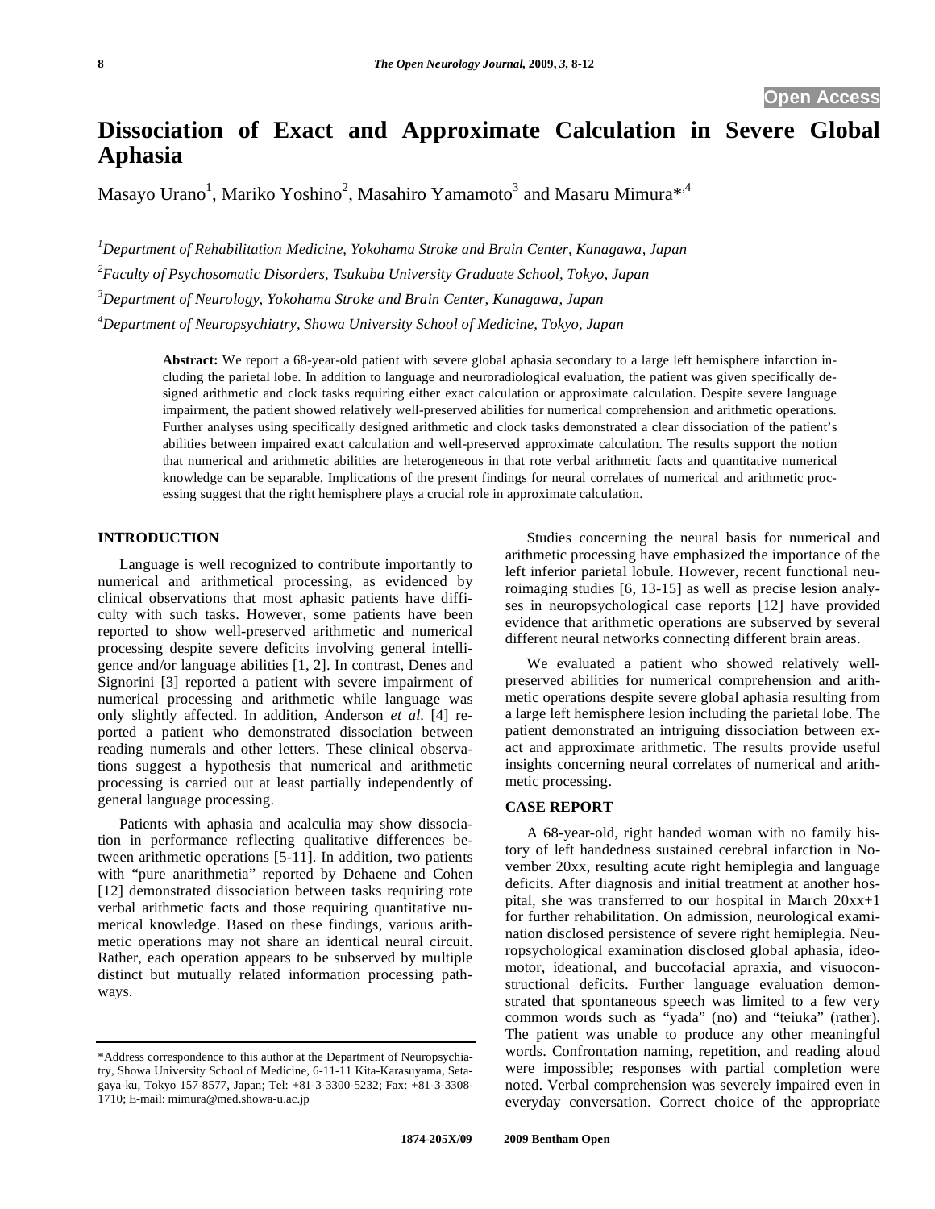# Dissociation of Exact and Approximate Calculation in Severe Global Aphasia

Masayo Urano[1], Mariko Yoshino[2], Masahiro Yamamoto[3] and Masaru Mimura*[,4]

[1]*Department of Rehabilitation Medicine, Yokohama Stroke and Brain Center, Kanagawa, Japan*

[2]*Faculty of Psychosomatic Disorders, Tsukuba University Graduate School, Tokyo, Japan*

[3]*Department of Neurology, Yokohama Stroke and Brain Center, Kanagawa, Japan*

[4]*Department of Neuropsychiatry, Showa University School of Medicine, Tokyo, Japan*

**Abstract:** We report a 68-year-old patient with severe global aphasia secondary to a large left hemisphere infarction including the parietal lobe. In addition to language and neuroradiological evaluation, the patient was given specifically designed arithmetic and clock tasks requiring either exact calculation or approximate calculation. Despite severe language impairment, the patient showed relatively well-preserved abilities for numerical comprehension and arithmetic operations. Further analyses using specifically designed arithmetic and clock tasks demonstrated a clear dissociation of the patient's abilities between impaired exact calculation and well-preserved approximate calculation. The results support the notion that numerical and arithmetic abilities are heterogeneous in that rote verbal arithmetic facts and quantitative numerical knowledge can be separable. Implications of the present findings for neural correlates of numerical and arithmetic processing suggest that the right hemisphere plays a crucial role in approximate calculation.

## INTRODUCTION

Language is well recognized to contribute importantly to numerical and arithmetical processing, as evidenced by clinical observations that most aphasic patients have difficulty with such tasks. However, some patients have been reported to show well-preserved arithmetic and numerical processing despite severe deficits involving general intelligence and/or language abilities [1, 2]. In contrast, Denes and Signorini [3] reported a patient with severe impairment of numerical processing and arithmetic while language was only slightly affected. In addition, Anderson *et al.* [4] reported a patient who demonstrated dissociation between reading numerals and other letters. These clinical observations suggest a hypothesis that numerical and arithmetic processing is carried out at least partially independently of general language processing.

Patients with aphasia and acalculia may show dissociation in performance reflecting qualitative differences between arithmetic operations [5-11]. In addition, two patients with "pure anarithmetia" reported by Dehaene and Cohen [12] demonstrated dissociation between tasks requiring rote verbal arithmetic facts and those requiring quantitative numerical knowledge. Based on these findings, various arithmetic operations may not share an identical neural circuit. Rather, each operation appears to be subserved by multiple distinct but mutually related information processing pathways.

Studies concerning the neural basis for numerical and arithmetic processing have emphasized the importance of the left inferior parietal lobule. However, recent functional neuroimaging studies [6, 13-15] as well as precise lesion analyses in neuropsychological case reports [12] have provided evidence that arithmetic operations are subserved by several different neural networks connecting different brain areas.

We evaluated a patient who showed relatively well-preserved abilities for numerical comprehension and arithmetic operations despite severe global aphasia resulting from a large left hemisphere lesion including the parietal lobe. The patient demonstrated an intriguing dissociation between exact and approximate arithmetic. The results provide useful insights concerning neural correlates of numerical and arithmetic processing.

## CASE REPORT

A 68-year-old, right handed woman with no family history of left handedness sustained cerebral infarction in November 20xx, resulting acute right hemiplegia and language deficits. After diagnosis and initial treatment at another hospital, she was transferred to our hospital in March 20xx+1 for further rehabilitation. On admission, neurological examination disclosed persistence of severe right hemiplegia. Neuropsychological examination disclosed global aphasia, ideomotor, ideational, and buccofacial apraxia, and visuoconstructional deficits. Further language evaluation demonstrated that spontaneous speech was limited to a few very common words such as "yada" (no) and "teiuka" (rather). The patient was unable to produce any other meaningful words. Confrontation naming, repetition, and reading aloud were impossible; responses with partial completion were noted. Verbal comprehension was severely impaired even in everyday conversation. Correct choice of the appropriate

---

*Address correspondence to this author at the Department of Neuropsychiatry, Showa University School of Medicine, 6-11-11 Kita-Karasuyama, Setagaya-ku, Tokyo 157-8577, Japan; Tel: +81-3-3300-5232; Fax: +81-3-3308-1710; E-mail: mimura@med.showa-u.ac.jp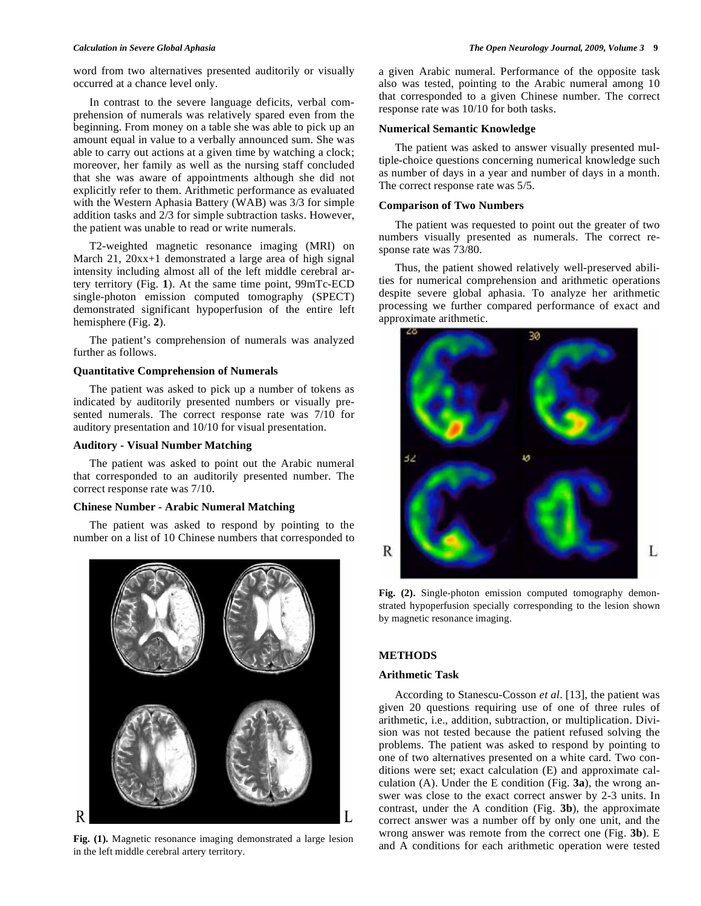word from two alternatives presented auditorily or visually occurred at a chance level only.

In contrast to the severe language deficits, verbal comprehension of numerals was relatively spared even from the beginning. From money on a table she was able to pick up an amount equal in value to a verbally announced sum. She was able to carry out actions at a given time by watching a clock; moreover, her family as well as the nursing staff concluded that she was aware of appointments although she did not explicitly refer to them. Arithmetic performance as evaluated with the Western Aphasia Battery (WAB) was 3/3 for simple addition tasks and 2/3 for simple subtraction tasks. However, the patient was unable to read or write numerals.

T2-weighted magnetic resonance imaging (MRI) on March 21, 20xx+1 demonstrated a large area of high signal intensity including almost all of the left middle cerebral artery territory (Fig. **1**). At the same time point, 99mTc-ECD single-photon emission computed tomography (SPECT) demonstrated significant hypoperfusion of the entire left hemisphere (Fig. **2**).

The patient's comprehension of numerals was analyzed further as follows.

**Quantitative Comprehension of Numerals**

The patient was asked to pick up a number of tokens as indicated by auditorily presented numbers or visually presented numerals. The correct response rate was 7/10 for auditory presentation and 10/10 for visual presentation.

**Auditory - Visual Number Matching**

The patient was asked to point out the Arabic numeral that corresponded to an auditorily presented number. The correct response rate was 7/10.

**Chinese Number - Arabic Numeral Matching**

The patient was asked to respond by pointing to the number on a list of 10 Chinese numbers that corresponded to a given Arabic numeral. Performance of the opposite task also was tested, pointing to the Arabic numeral among 10 that corresponded to a given Chinese number. The correct response rate was 10/10 for both tasks.

**Fig. (1).** Magnetic resonance imaging demonstrated a large lesion in the left middle cerebral artery territory.

**Numerical Semantic Knowledge**

The patient was asked to answer visually presented multiple-choice questions concerning numerical knowledge such as number of days in a year and number of days in a month. The correct response rate was 5/5.

**Comparison of Two Numbers**

The patient was requested to point out the greater of two numbers visually presented as numerals. The correct response rate was 73/80.

Thus, the patient showed relatively well-preserved abilities for numerical comprehension and arithmetic operations despite severe global aphasia. To analyze her arithmetic processing we further compared performance of exact and approximate arithmetic.

**Fig. (2).** Single-photon emission computed tomography demonstrated hypoperfusion specially corresponding to the lesion shown by magnetic resonance imaging.

## METHODS

**Arithmetic Task**

According to Stanescu-Cosson *et al*. [13], the patient was given 20 questions requiring use of one of three rules of arithmetic, i.e., addition, subtraction, or multiplication. Division was not tested because the patient refused solving the problems. The patient was asked to respond by pointing to one of two alternatives presented on a white card. Two conditions were set; exact calculation (E) and approximate calculation (A). Under the E condition (Fig. **3a**), the wrong answer was close to the exact correct answer by 2-3 units. In contrast, under the A condition (Fig. **3b**), the approximate correct answer was a number off by only one unit, and the wrong answer was remote from the correct one (Fig. **3b**). E and A conditions for each arithmetic operation were tested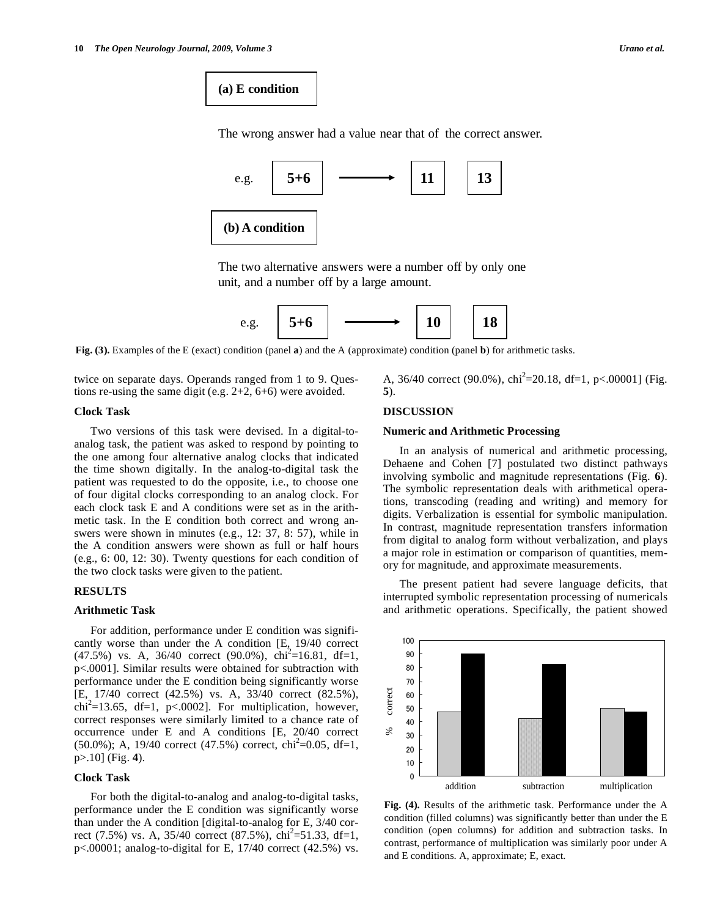**(a) E condition**

The wrong answer had a value near that of the correct answer.

e.g. **5+6** ⟶ **11** **13**

**(b) A condition**

The two alternative answers were a number off by only one unit, and a number off by a large amount.

e.g. **5+6** ⟶ **10** **18**

**Fig. (3).** Examples of the E (exact) condition (panel **a**) and the A (approximate) condition (panel **b**) for arithmetic tasks.

twice on separate days. Operands ranged from 1 to 9. Questions re-using the same digit (e.g. 2+2, 6+6) were avoided.

### Clock Task

Two versions of this task were devised. In a digital-to-analog task, the patient was asked to respond by pointing to the one among four alternative analog clocks that indicated the time shown digitally. In the analog-to-digital task the patient was requested to do the opposite, i.e., to choose one of four digital clocks corresponding to an analog clock. For each clock task E and A conditions were set as in the arithmetic task. In the E condition both correct and wrong answers were shown in minutes (e.g., 12: 37, 8: 57), while in the A condition answers were shown as full or half hours (e.g., 6: 00, 12: 30). Twenty questions for each condition of the two clock tasks were given to the patient.

## RESULTS

### Arithmetic Task

For addition, performance under E condition was significantly worse than under the A condition [E, 19/40 correct (47.5%) vs. A, 36/40 correct (90.0%), $chi^2$=16.81, df=1, p<.0001]. Similar results were obtained for subtraction with performance under the E condition being significantly worse [E, 17/40 correct (42.5%) vs. A, 33/40 correct (82.5%), $chi^2$=13.65, df=1, p<.0002]. For multiplication, however, correct responses were similarly limited to a chance rate of occurrence under E and A conditions [E, 20/40 correct (50.0%); A, 19/40 correct (47.5%) correct, $chi^2$=0.05, df=1, p>.10] (Fig. **4**).

### Clock Task

For both the digital-to-analog and analog-to-digital tasks, performance under the E condition was significantly worse than under the A condition [digital-to-analog for E, 3/40 correct (7.5%) vs. A, 35/40 correct (87.5%), $chi^2$=51.33, df=1, p<.00001; analog-to-digital for E, 17/40 correct (42.5%) vs. A, 36/40 correct (90.0%), $chi^2$=20.18, df=1, p<.00001] (Fig. **5**).

## DISCUSSION

### Numeric and Arithmetic Processing

In an analysis of numerical and arithmetic processing, Dehaene and Cohen [7] postulated two distinct pathways involving symbolic and magnitude representations (Fig. **6**). The symbolic representation deals with arithmetical operations, transcoding (reading and writing) and memory for digits. Verbalization is essential for symbolic manipulation. In contrast, magnitude representation transfers information from digital to analog form without verbalization, and plays a major role in estimation or comparison of quantities, memory for magnitude, and approximate measurements.

The present patient had severe language deficits, that interrupted symbolic representation processing of numericals and arithmetic operations. Specifically, the patient showed

**Fig. (4).** Results of the arithmetic task. Performance under the A condition (filled columns) was significantly better than under the E condition (open columns) for addition and subtraction tasks. In contrast, performance of multiplication was similarly poor under A and E conditions. A, approximate; E, exact.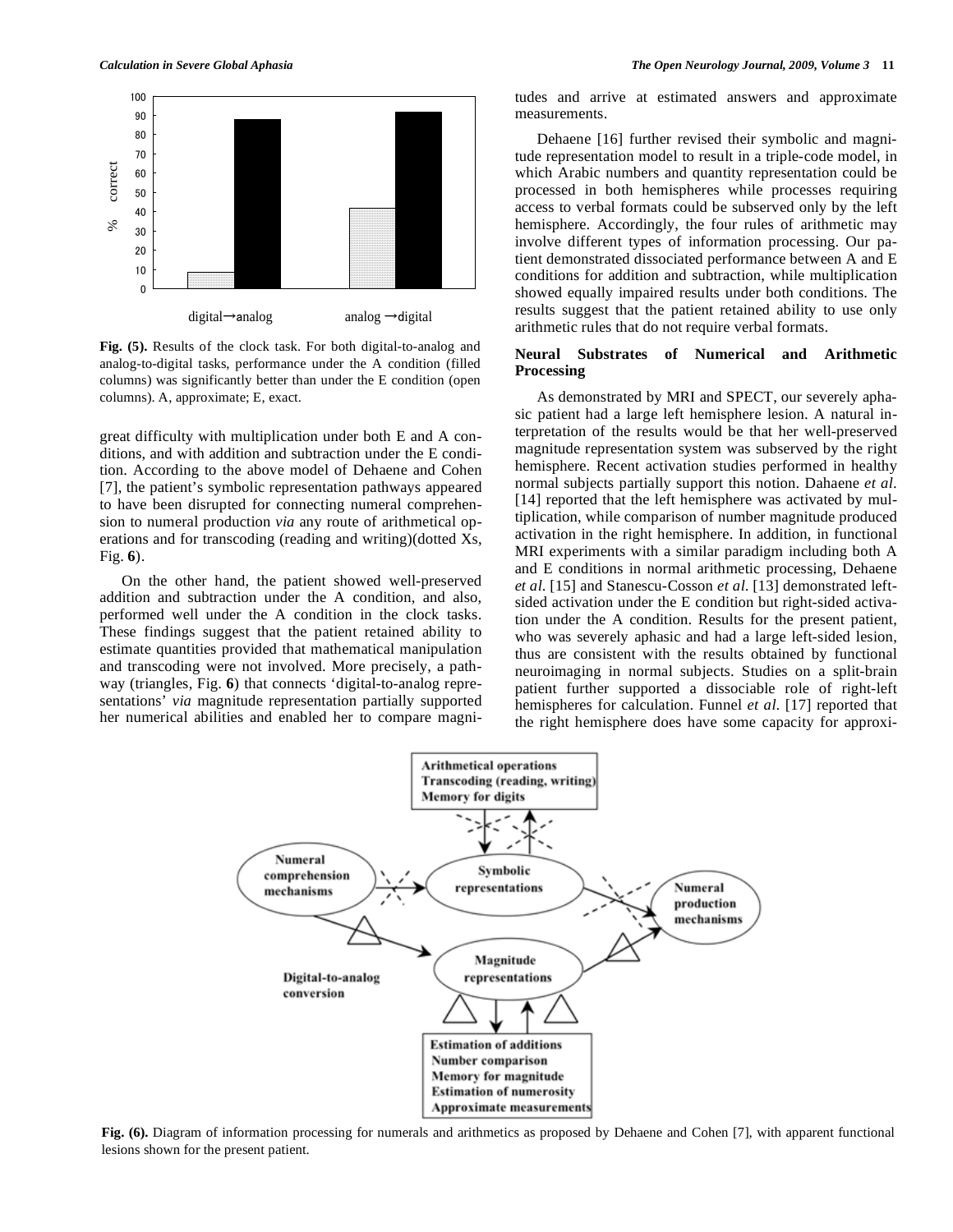Fig. (5). Results of the clock task. For both digital-to-analog and analog-to-digital tasks, performance under the A condition (filled columns) was significantly better than under the E condition (open columns). A, approximate; E, exact.

great difficulty with multiplication under both E and A conditions, and with addition and subtraction under the E condition. According to the above model of Dehaene and Cohen [7], the patient's symbolic representation pathways appeared to have been disrupted for connecting numeral comprehension to numeral production *via* any route of arithmetical operations and for transcoding (reading and writing)(dotted Xs, Fig. **6**).

On the other hand, the patient showed well-preserved addition and subtraction under the A condition, and also, performed well under the A condition in the clock tasks. These findings suggest that the patient retained ability to estimate quantities provided that mathematical manipulation and transcoding were not involved. More precisely, a pathway (triangles, Fig. **6**) that connects 'digital-to-analog representations' *via* magnitude representation partially supported her numerical abilities and enabled her to compare magnitudes and arrive at estimated answers and approximate measurements.

Dehaene [16] further revised their symbolic and magnitude representation model to result in a triple-code model, in which Arabic numbers and quantity representation could be processed in both hemispheres while processes requiring access to verbal formats could be subserved only by the left hemisphere. Accordingly, the four rules of arithmetic may involve different types of information processing. Our patient demonstrated dissociated performance between A and E conditions for addition and subtraction, while multiplication showed equally impaired results under both conditions. The results suggest that the patient retained ability to use only arithmetic rules that do not require verbal formats.

### Neural Substrates of Numerical and Arithmetic Processing

As demonstrated by MRI and SPECT, our severely aphasic patient had a large left hemisphere lesion. A natural interpretation of the results would be that her well-preserved magnitude representation system was subserved by the right hemisphere. Recent activation studies performed in healthy normal subjects partially support this notion. Dahaene *et al.* [14] reported that the left hemisphere was activated by multiplication, while comparison of number magnitude produced activation in the right hemisphere. In addition, in functional MRI experiments with a similar paradigm including both A and E conditions in normal arithmetic processing, Dehaene *et al.* [15] and Stanescu-Cosson *et al.* [13] demonstrated left-sided activation under the E condition but right-sided activation under the A condition. Results for the present patient, who was severely aphasic and had a large left-sided lesion, thus are consistent with the results obtained by functional neuroimaging in normal subjects. Studies on a split-brain patient further supported a dissociable role of right-left hemispheres for calculation. Funnel *et al.* [17] reported that the right hemisphere does have some capacity for approxi-

Fig. (6). Diagram of information processing for numerals and arithmetics as proposed by Dehaene and Cohen [7], with apparent functional lesions shown for the present patient.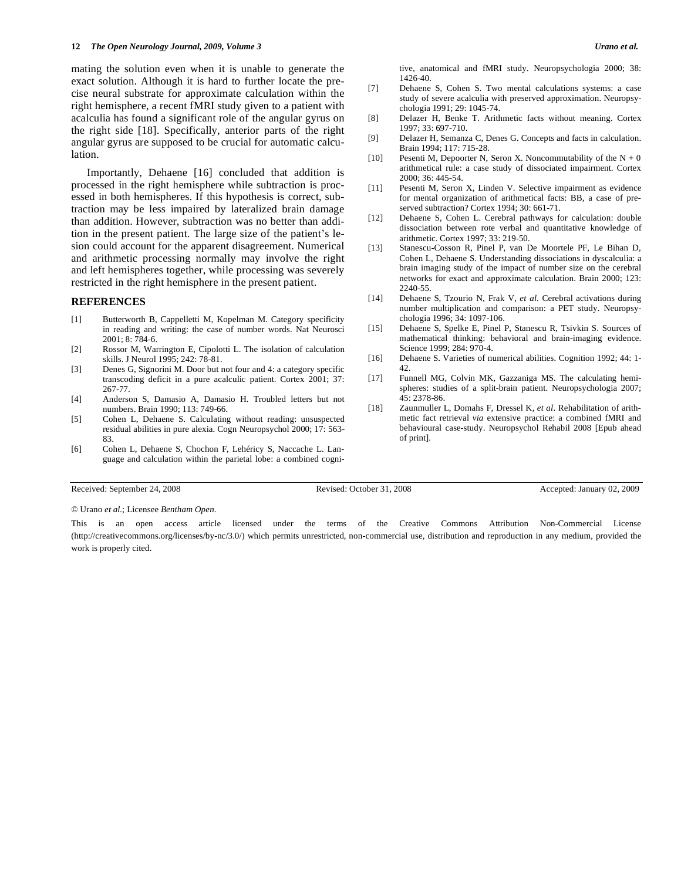mating the solution even when it is unable to generate the exact solution. Although it is hard to further locate the precise neural substrate for approximate calculation within the right hemisphere, a recent fMRI study given to a patient with acalculia has found a significant role of the angular gyrus on the right side [18]. Specifically, anterior parts of the right angular gyrus are supposed to be crucial for automatic calculation.

Importantly, Dehaene [16] concluded that addition is processed in the right hemisphere while subtraction is processed in both hemispheres. If this hypothesis is correct, subtraction may be less impaired by lateralized brain damage than addition. However, subtraction was no better than addition in the present patient. The large size of the patient's lesion could account for the apparent disagreement. Numerical and arithmetic processing normally may involve the right and left hemispheres together, while processing was severely restricted in the right hemisphere in the present patient.

## REFERENCES

[1] Butterworth B, Cappelletti M, Kopelman M. Category specificity in reading and writing: the case of number words. Nat Neurosci 2001; 8: 784-6.

[2] Rossor M, Warrington E, Cipolotti L. The isolation of calculation skills. J Neurol 1995; 242: 78-81.

[3] Denes G, Signorini M. Door but not four and 4: a category specific transcoding deficit in a pure acalculic patient. Cortex 2001; 37: 267-77.

[4] Anderson S, Damasio A, Damasio H. Troubled letters but not numbers. Brain 1990; 113: 749-66.

[5] Cohen L, Dehaene S. Calculating without reading: unsuspected residual abilities in pure alexia. Cogn Neuropsychol 2000; 17: 563-83.

[6] Cohen L, Dehaene S, Chochon F, Lehéricy S, Naccache L. Language and calculation within the parietal lobe: a combined cognitive, anatomical and fMRI study. Neuropsychologia 2000; 38: 1426-40.

[7] Dehaene S, Cohen S. Two mental calculations systems: a case study of severe acalculia with preserved approximation. Neuropsychologia 1991; 29: 1045-74.

[8] Delazer H, Benke T. Arithmetic facts without meaning. Cortex 1997; 33: 697-710.

[9] Delazer H, Semanza C, Denes G. Concepts and facts in calculation. Brain 1994; 117: 715-28.

[10] Pesenti M, Depoorter N, Seron X. Noncommutability of the N + 0 arithmetical rule: a case study of dissociated impairment. Cortex 2000; 36: 445-54.

[11] Pesenti M, Seron X, Linden V. Selective impairment as evidence for mental organization of arithmetical facts: BB, a case of preserved subtraction? Cortex 1994; 30: 661-71.

[12] Dehaene S, Cohen L. Cerebral pathways for calculation: double dissociation between rote verbal and quantitative knowledge of arithmetic. Cortex 1997; 33: 219-50.

[13] Stanescu-Cosson R, Pinel P, van De Moortele PF, Le Bihan D, Cohen L, Dehaene S. Understanding dissociations in dyscalculia: a brain imaging study of the impact of number size on the cerebral networks for exact and approximate calculation. Brain 2000; 123: 2240-55.

[14] Dehaene S, Tzourio N, Frak V, *et al*. Cerebral activations during number multiplication and comparison: a PET study. Neuropsychologia 1996; 34: 1097-106.

[15] Dehaene S, Spelke E, Pinel P, Stanescu R, Tsivkin S. Sources of mathematical thinking: behavioral and brain-imaging evidence. Science 1999; 284: 970-4.

[16] Dehaene S. Varieties of numerical abilities. Cognition 1992; 44: 1-42.

[17] Funnell MG, Colvin MK, Gazzaniga MS. The calculating hemispheres: studies of a split-brain patient. Neuropsychologia 2007; 45: 2378-86.

[18] Zaunmuller L, Domahs F, Dressel K, *et al*. Rehabilitation of arithmetic fact retrieval *via* extensive practice: a combined fMRI and behavioural case-study. Neuropsychol Rehabil 2008 [Epub ahead of print].

Received: September 24, 2008 Revised: October 31, 2008 Accepted: January 02, 2009

© Urano *et al*.; Licensee *Bentham Open*.

This is an open access article licensed under the terms of the Creative Commons Attribution Non-Commercial License (http://creativecommons.org/licenses/by-nc/3.0/) which permits unrestricted, non-commercial use, distribution and reproduction in any medium, provided the work is properly cited.